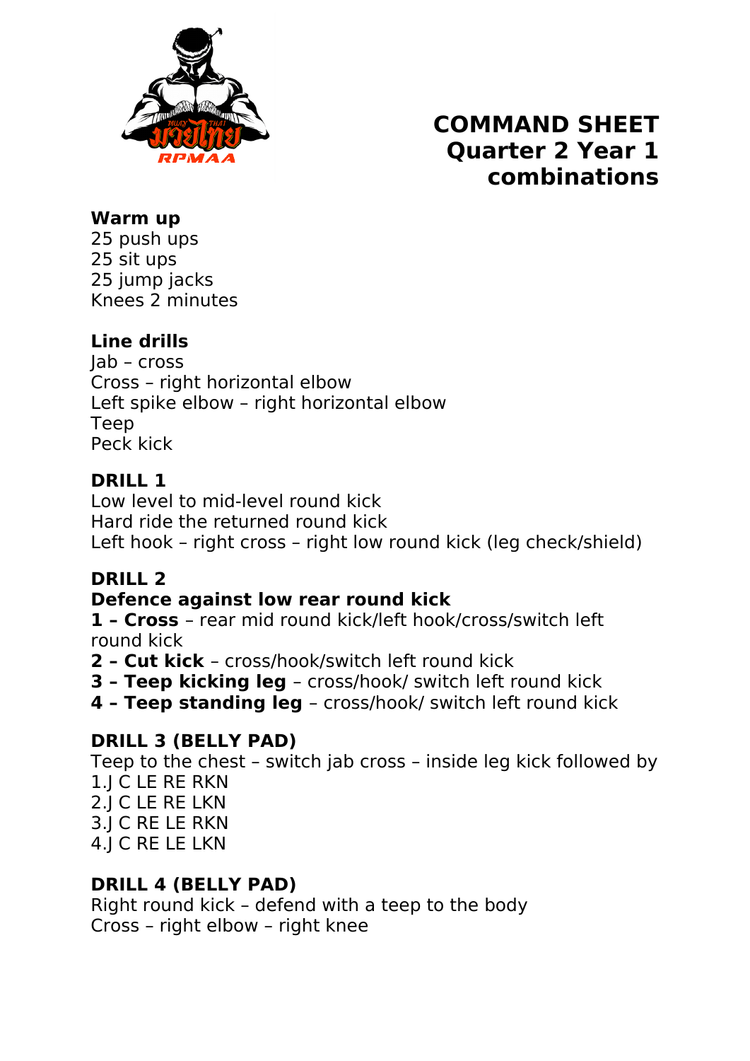# COMMAND SHEET Quarter 2 Year 1 combinations

**Warm up**
25 push ups
25 sit ups
25 jump jacks
Knees 2 minutes

**Line drills**
Jab – cross
Cross – right horizontal elbow
Left spike elbow – right horizontal elbow
Teep
Peck kick

**DRILL 1**
Low level to mid-level round kick
Hard ride the returned round kick
Left hook – right cross – right low round kick (leg check/shield)

**DRILL 2**
**Defence against low rear round kick**
**1 – Cross** – rear mid round kick/left hook/cross/switch left round kick
**2 – Cut kick** – cross/hook/switch left round kick
**3 – Teep kicking leg** – cross/hook/ switch left round kick
**4 – Teep standing leg** – cross/hook/ switch left round kick

**DRILL 3 (BELLY PAD)**
Teep to the chest – switch jab cross – inside leg kick followed by
1.J C LE RE RKN
2.J C LE RE LKN
3.J C RE LE RKN
4.J C RE LE LKN

**DRILL 4 (BELLY PAD)**
Right round kick – defend with a teep to the body
Cross – right elbow – right knee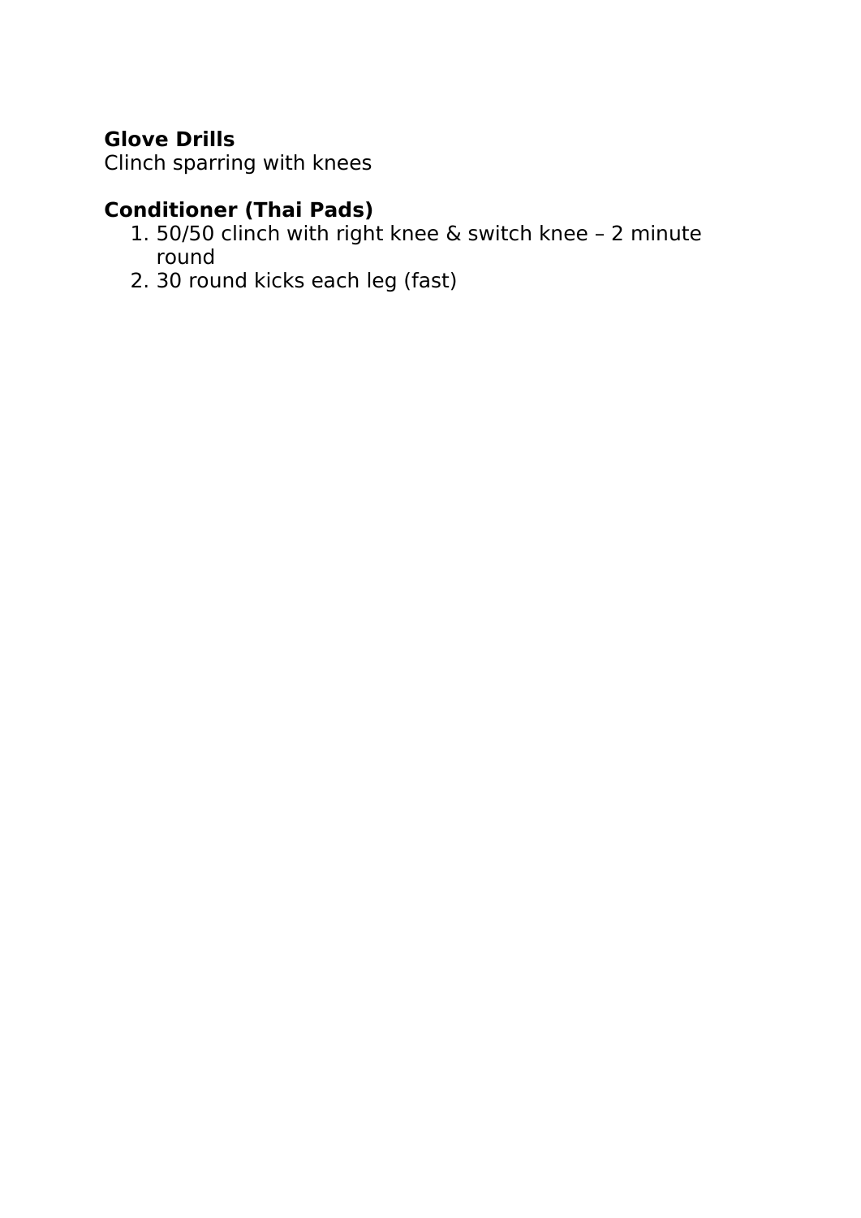**Glove Drills**
Clinch sparring with knees

**Conditioner (Thai Pads)**

1. 50/50 clinch with right knee & switch knee – 2 minute round
2. 30 round kicks each leg (fast)